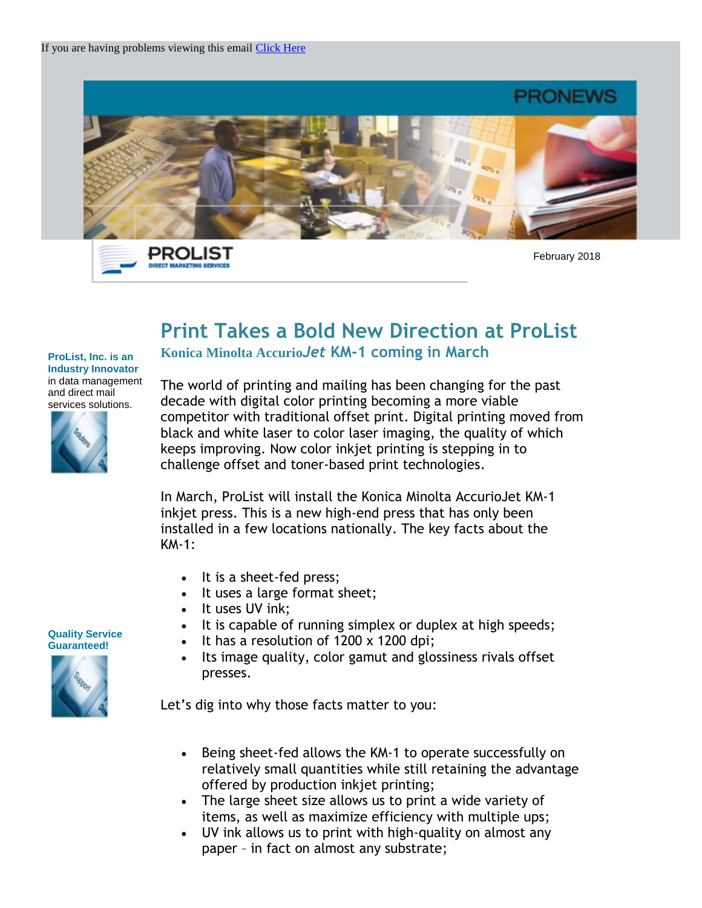If you are having problems viewing this email [Click Here]

PRONEWS

PROLIST
DIRECT MARKETING SERVICES

February 2018

# Print Takes a Bold New Direction at ProList

## Konica Minolta Accurio*Jet* KM-1 coming in March

**ProList, Inc. is an Industry Innovator** in data management and direct mail services solutions.

**Quality Service Guaranteed!**

The world of printing and mailing has been changing for the past decade with digital color printing becoming a more viable competitor with traditional offset print. Digital printing moved from black and white laser to color laser imaging, the quality of which keeps improving. Now color inkjet printing is stepping in to challenge offset and toner-based print technologies.

In March, ProList will install the Konica Minolta AccurioJet KM-1 inkjet press. This is a new high-end press that has only been installed in a few locations nationally. The key facts about the KM-1:

- It is a sheet-fed press;
- It uses a large format sheet;
- It uses UV ink;
- It is capable of running simplex or duplex at high speeds;
- It has a resolution of 1200 x 1200 dpi;
- Its image quality, color gamut and glossiness rivals offset presses.

Let's dig into why those facts matter to you:

- Being sheet-fed allows the KM-1 to operate successfully on relatively small quantities while still retaining the advantage offered by production inkjet printing;
- The large sheet size allows us to print a wide variety of items, as well as maximize efficiency with multiple ups;
- UV ink allows us to print with high-quality on almost any paper – in fact on almost any substrate;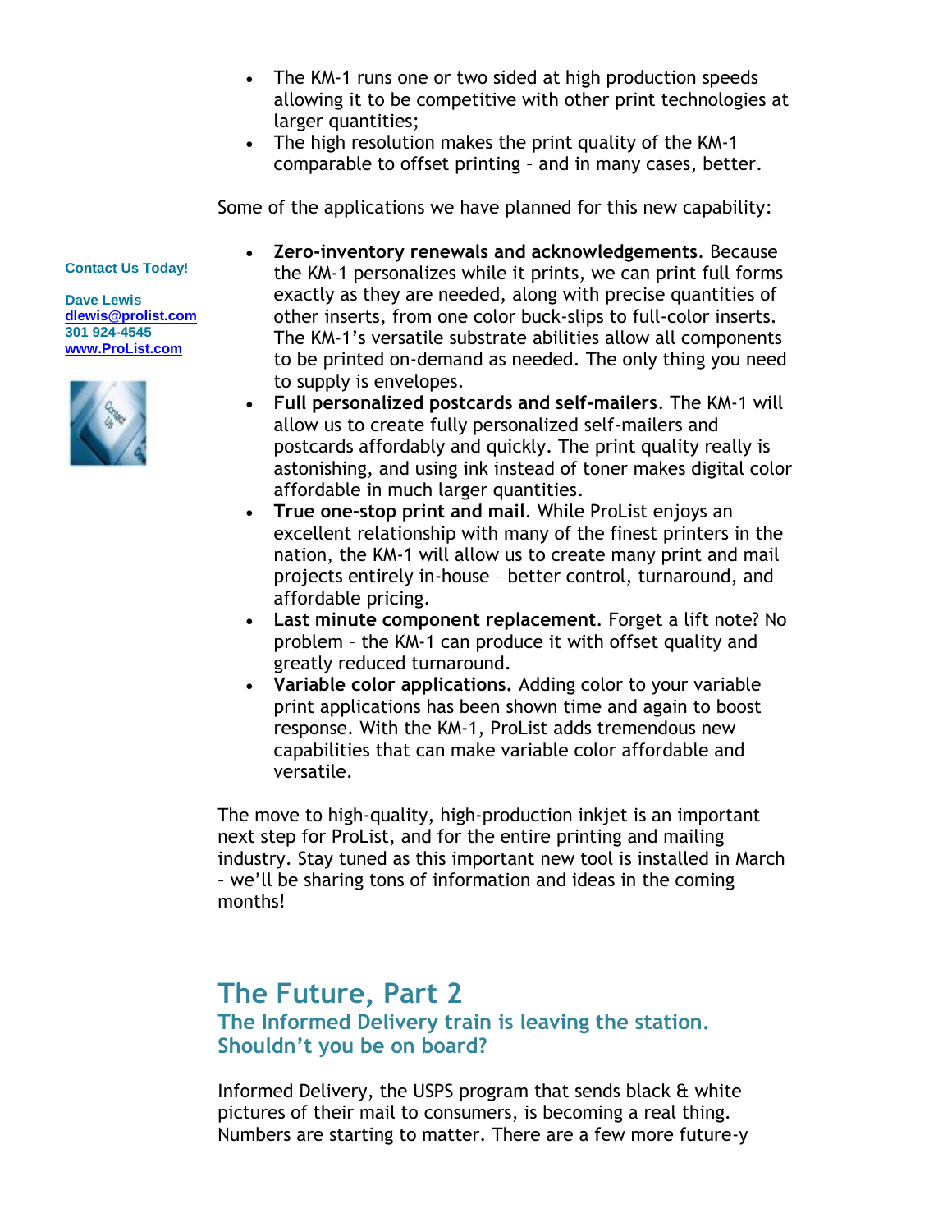- The KM-1 runs one or two sided at high production speeds allowing it to be competitive with other print technologies at larger quantities;
- The high resolution makes the print quality of the KM-1 comparable to offset printing – and in many cases, better.

Some of the applications we have planned for this new capability:

**Contact Us Today!**

**Dave Lewis**
**dlewis@prolist.com**
**301 924-4545**
**www.ProList.com**

- **Zero-inventory renewals and acknowledgements**. Because the KM-1 personalizes while it prints, we can print full forms exactly as they are needed, along with precise quantities of other inserts, from one color buck-slips to full-color inserts. The KM-1's versatile substrate abilities allow all components to be printed on-demand as needed. The only thing you need to supply is envelopes.
- **Full personalized postcards and self-mailers**. The KM-1 will allow us to create fully personalized self-mailers and postcards affordably and quickly. The print quality really is astonishing, and using ink instead of toner makes digital color affordable in much larger quantities.
- **True one-stop print and mail**. While ProList enjoys an excellent relationship with many of the finest printers in the nation, the KM-1 will allow us to create many print and mail projects entirely in-house – better control, turnaround, and affordable pricing.
- **Last minute component replacement**. Forget a lift note? No problem – the KM-1 can produce it with offset quality and greatly reduced turnaround.
- **Variable color applications.** Adding color to your variable print applications has been shown time and again to boost response. With the KM-1, ProList adds tremendous new capabilities that can make variable color affordable and versatile.

The move to high-quality, high-production inkjet is an important next step for ProList, and for the entire printing and mailing industry. Stay tuned as this important new tool is installed in March – we'll be sharing tons of information and ideas in the coming months!

## The Future, Part 2

### The Informed Delivery train is leaving the station. Shouldn't you be on board?

Informed Delivery, the USPS program that sends black & white pictures of their mail to consumers, is becoming a real thing. Numbers are starting to matter. There are a few more future-y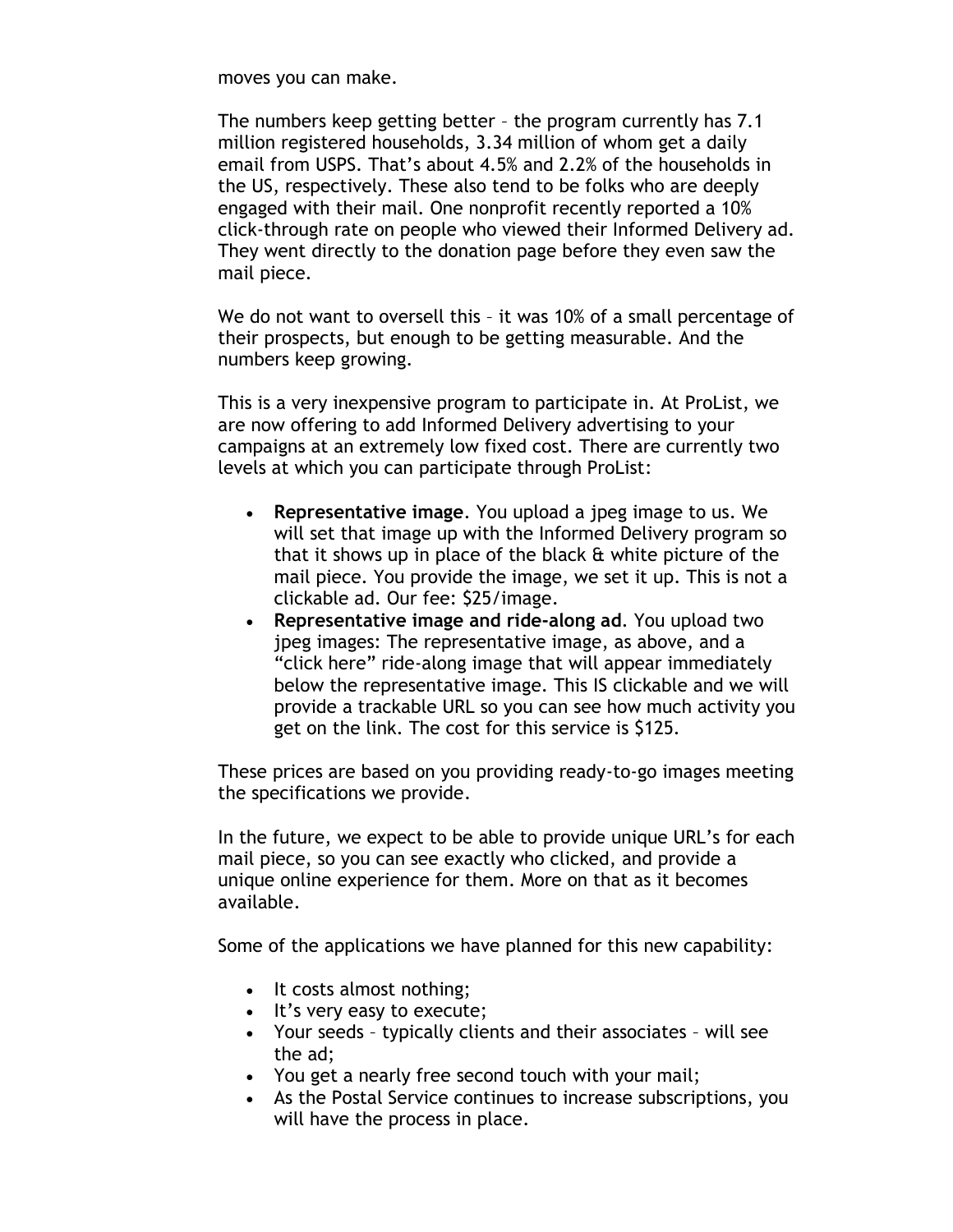moves you can make.

The numbers keep getting better – the program currently has 7.1 million registered households, 3.34 million of whom get a daily email from USPS. That's about 4.5% and 2.2% of the households in the US, respectively. These also tend to be folks who are deeply engaged with their mail. One nonprofit recently reported a 10% click-through rate on people who viewed their Informed Delivery ad. They went directly to the donation page before they even saw the mail piece.

We do not want to oversell this – it was 10% of a small percentage of their prospects, but enough to be getting measurable. And the numbers keep growing.

This is a very inexpensive program to participate in. At ProList, we are now offering to add Informed Delivery advertising to your campaigns at an extremely low fixed cost. There are currently two levels at which you can participate through ProList:

- **Representative image**. You upload a jpeg image to us. We will set that image up with the Informed Delivery program so that it shows up in place of the black & white picture of the mail piece. You provide the image, we set it up. This is not a clickable ad. Our fee: $25/image.
- **Representative image and ride-along ad**. You upload two jpeg images: The representative image, as above, and a "click here" ride-along image that will appear immediately below the representative image. This IS clickable and we will provide a trackable URL so you can see how much activity you get on the link. The cost for this service is $125.

These prices are based on you providing ready-to-go images meeting the specifications we provide.

In the future, we expect to be able to provide unique URL's for each mail piece, so you can see exactly who clicked, and provide a unique online experience for them. More on that as it becomes available.

Some of the applications we have planned for this new capability:

- It costs almost nothing;
- It's very easy to execute;
- Your seeds – typically clients and their associates – will see the ad;
- You get a nearly free second touch with your mail;
- As the Postal Service continues to increase subscriptions, you will have the process in place.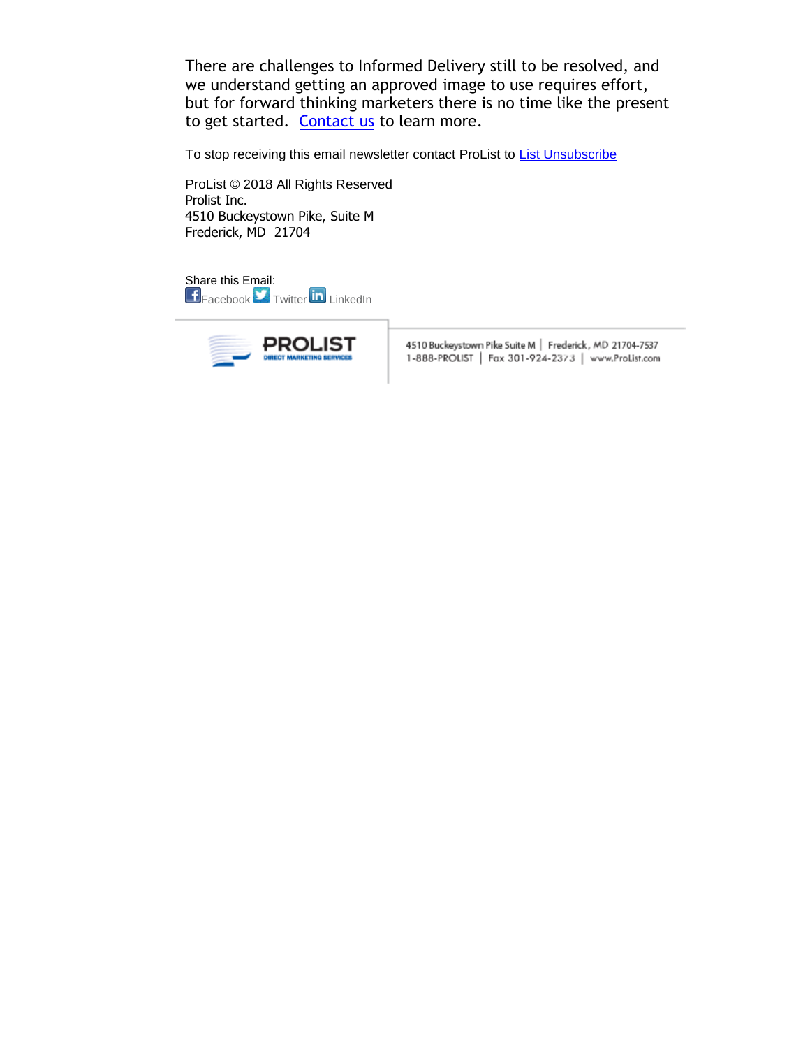There are challenges to Informed Delivery still to be resolved, and we understand getting an approved image to use requires effort, but for forward thinking marketers there is no time like the present to get started. Contact us to learn more.

To stop receiving this email newsletter contact ProList to List Unsubscribe

ProList © 2018 All Rights Reserved
Prolist Inc.
4510 Buckeystown Pike, Suite M
Frederick, MD 21704

Share this Email:
Facebook Twitter LinkedIn

PROLIST
DIRECT MARKETING SERVICES

4510 Buckeystown Pike Suite M | Frederick, MD 21704-7537
1-888-PROLIST | Fax 301-924-2373 | www.ProList.com